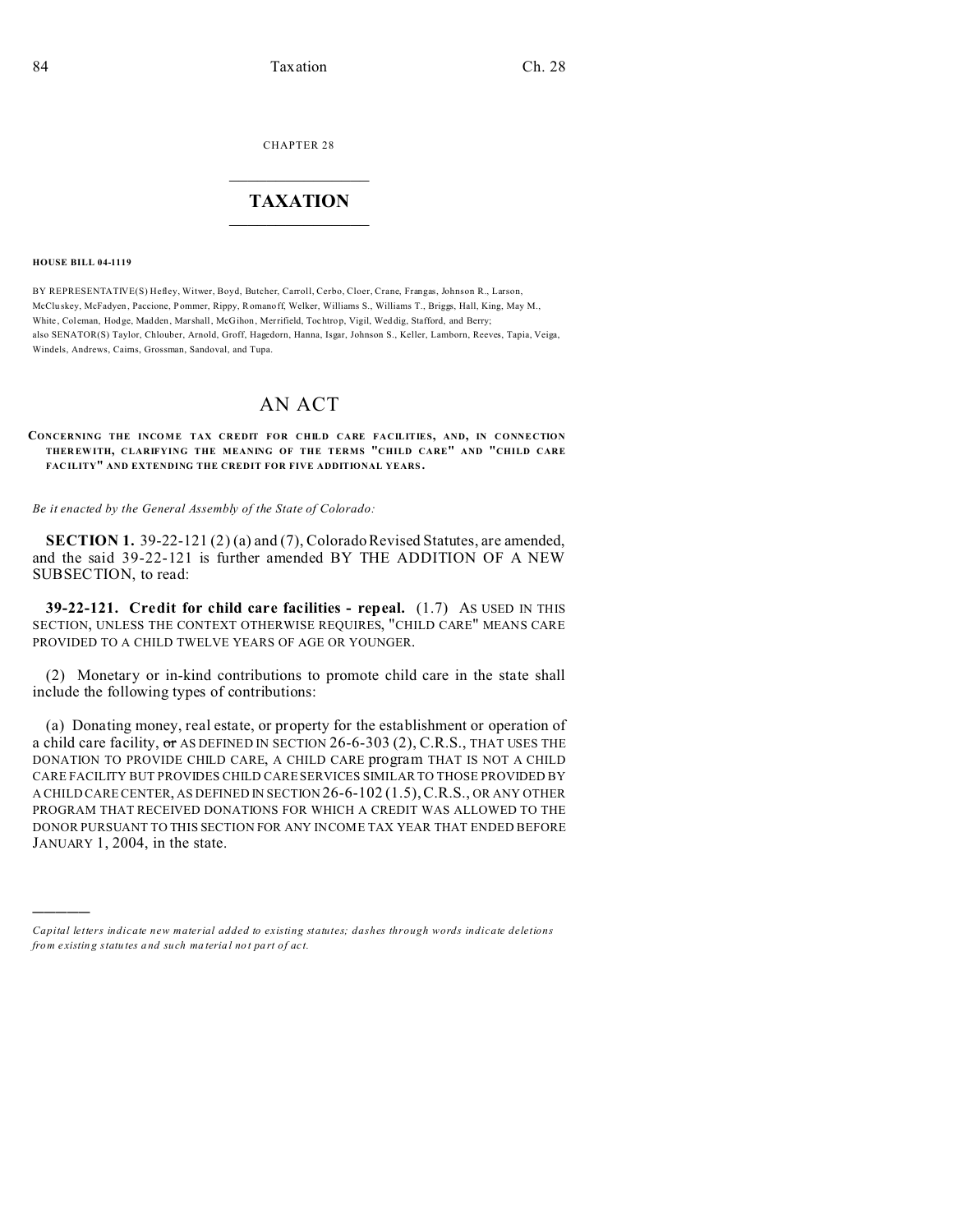CHAPTER 28

# TAXATION

**HOUSE BILL 04-1119**

BY REPRESENTATIVE(S) Hefley, Witwer, Boyd, Butcher, Carroll, Cerbo, Cloer, Crane, Frangas, Johnson R., Larson, McCluskey, McFadyen, Paccione, Pommer, Rippy, Romanoff, Welker, Williams S., Williams T., Briggs, Hall, King, May M., White, Coleman, Hodge, Madden, Marshall, McGihon, Merrifield, Tochtrop, Vigil, Weddig, Stafford, and Berry;
also SENATOR(S) Taylor, Chlouber, Arnold, Groff, Hagedorn, Hanna, Isgar, Johnson S., Keller, Lamborn, Reeves, Tapia, Veiga, Windels, Andrews, Cairns, Grossman, Sandoval, and Tupa.

# AN ACT

**CONCERNING THE INCOME TAX CREDIT FOR CHILD CARE FACILITIES, AND, IN CONNECTION THEREWITH, CLARIFYING THE MEANING OF THE TERMS "CHILD CARE" AND "CHILD CARE FACILITY" AND EXTENDING THE CREDIT FOR FIVE ADDITIONAL YEARS.**

*Be it enacted by the General Assembly of the State of Colorado:*

**SECTION 1.** 39-22-121 (2) (a) and (7), Colorado Revised Statutes, are amended, and the said 39-22-121 is further amended BY THE ADDITION OF A NEW SUBSECTION, to read:

**39-22-121. Credit for child care facilities - repeal.** (1.7) AS USED IN THIS SECTION, UNLESS THE CONTEXT OTHERWISE REQUIRES, "CHILD CARE" MEANS CARE PROVIDED TO A CHILD TWELVE YEARS OF AGE OR YOUNGER.

(2) Monetary or in-kind contributions to promote child care in the state shall include the following types of contributions:

(a) Donating money, real estate, or property for the establishment or operation of a child care facility, ~~or~~ AS DEFINED IN SECTION 26-6-303 (2), C.R.S., THAT USES THE DONATION TO PROVIDE CHILD CARE, A CHILD CARE program THAT IS NOT A CHILD CARE FACILITY BUT PROVIDES CHILD CARE SERVICES SIMILAR TO THOSE PROVIDED BY A CHILD CARE CENTER, AS DEFINED IN SECTION 26-6-102 (1.5), C.R.S., OR ANY OTHER PROGRAM THAT RECEIVED DONATIONS FOR WHICH A CREDIT WAS ALLOWED TO THE DONOR PURSUANT TO THIS SECTION FOR ANY INCOME TAX YEAR THAT ENDED BEFORE JANUARY 1, 2004, in the state.

---

*Capital letters indicate new material added to existing statutes; dashes through words indicate deletions from existing statutes and such material not part of act.*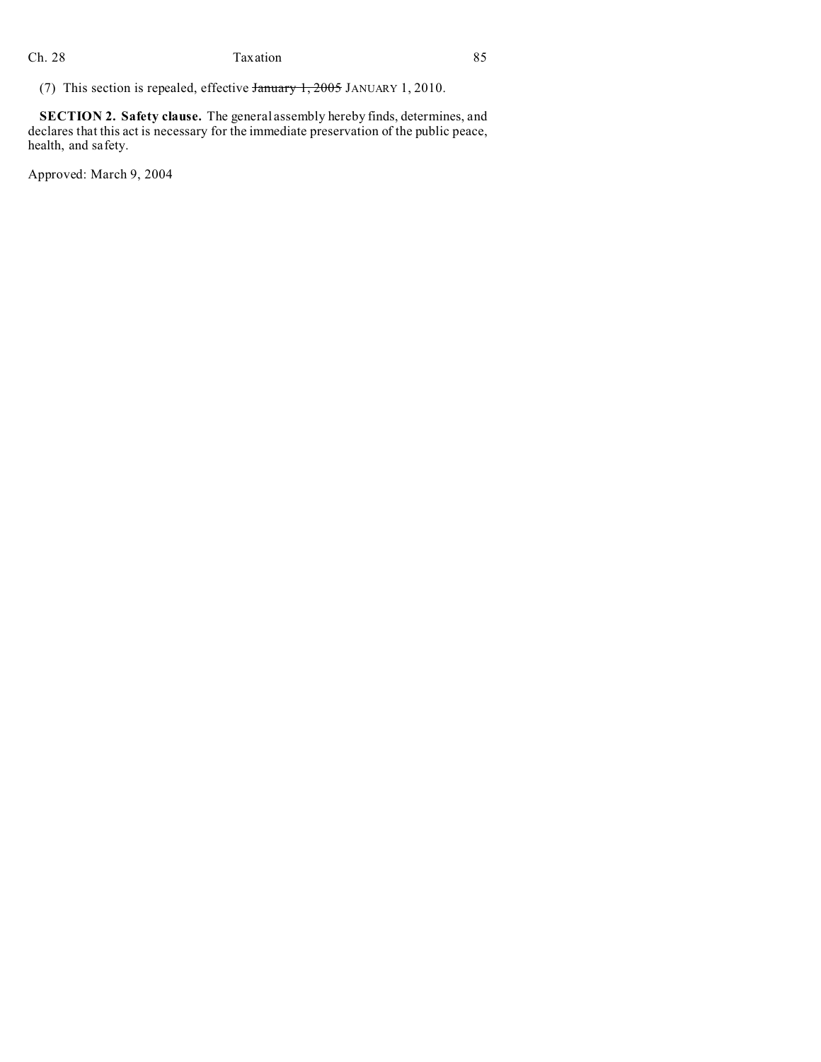(7) This section is repealed, effective ~~January 1, 2005~~ JANUARY 1, 2010.

**SECTION 2. Safety clause.** The general assembly hereby finds, determines, and declares that this act is necessary for the immediate preservation of the public peace, health, and safety.

Approved: March 9, 2004